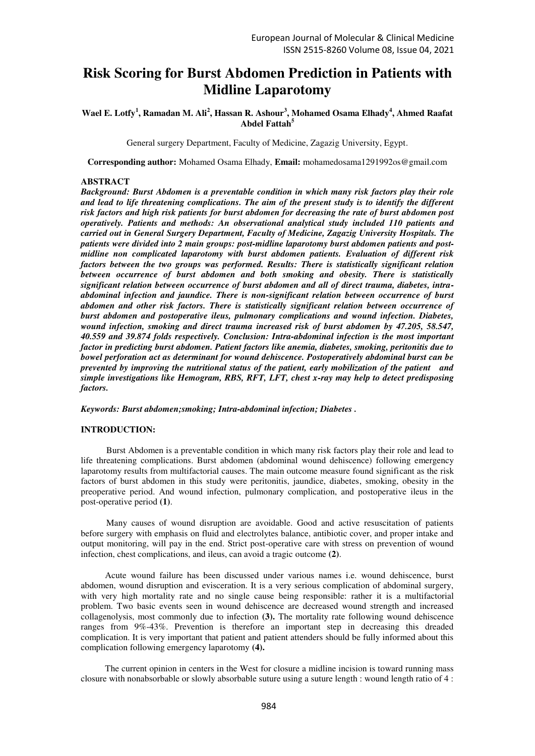# Risk Scoring for Burst Abdomen Prediction in Patients with Midline Laparotomy

**Wael E. Lotfy[1], Ramadan M. Ali[2], Hassan R. Ashour[3], Mohamed Osama Elhady[4], Ahmed Raafat Abdel Fattah[5]**

General surgery Department, Faculty of Medicine, Zagazig University, Egypt.

**Corresponding author:** Mohamed Osama Elhady, **Email:** mohamedosama1291992os@gmail.com

## ABSTRACT

***Background: Burst Abdomen is a preventable condition in which many risk factors play their role and lead to life threatening complications. The aim of the present study is to identify the different risk factors and high risk patients for burst abdomen for decreasing the rate of burst abdomen post operatively. Patients and methods: An observational analytical study included 110 patients and carried out in General Surgery Department, Faculty of Medicine, Zagazig University Hospitals. The patients were divided into 2 main groups: post-midline laparotomy burst abdomen patients and post-midline non complicated laparotomy with burst abdomen patients. Evaluation of different risk factors between the two groups was performed. Results: There is statistically significant relation between occurrence of burst abdomen and both smoking and obesity. There is statistically significant relation between occurrence of burst abdomen and all of direct trauma, diabetes, intra-abdominal infection and jaundice. There is non-significant relation between occurrence of burst abdomen and other risk factors. There is statistically significant relation between occurrence of burst abdomen and postoperative ileus, pulmonary complications and wound infection. Diabetes, wound infection, smoking and direct trauma increased risk of burst abdomen by 47.205, 58.547, 40.559 and 39.874 folds respectively. Conclusion: Intra-abdominal infection is the most important factor in predicting burst abdomen. Patient factors like anemia, diabetes, smoking, peritonitis due to bowel perforation act as determinant for wound dehiscence. Postoperatively abdominal burst can be prevented by improving the nutritional status of the patient, early mobilization of the patient and simple investigations like Hemogram, RBS, RFT, LFT, chest x-ray may help to detect predisposing factors.***

***Keywords: Burst abdomen;smoking; Intra-abdominal infection; Diabetes .***

## INTRODUCTION:

Burst Abdomen is a preventable condition in which many risk factors play their role and lead to life threatening complications. Burst abdomen (abdominal wound dehiscence) following emergency laparotomy results from multifactorial causes. The main outcome measure found significant as the risk factors of burst abdomen in this study were peritonitis, jaundice, diabetes, smoking, obesity in the preoperative period. And wound infection, pulmonary complication, and postoperative ileus in the post-operative period **(1)**.

Many causes of wound disruption are avoidable. Good and active resuscitation of patients before surgery with emphasis on fluid and electrolytes balance, antibiotic cover, and proper intake and output monitoring, will pay in the end. Strict post-operative care with stress on prevention of wound infection, chest complications, and ileus, can avoid a tragic outcome **(2)**.

Acute wound failure has been discussed under various names i.e. wound dehiscence, burst abdomen, wound disruption and evisceration. It is a very serious complication of abdominal surgery, with very high mortality rate and no single cause being responsible: rather it is a multifactorial problem. Two basic events seen in wound dehiscence are decreased wound strength and increased collagenolysis, most commonly due to infection **(3).** The mortality rate following wound dehiscence ranges from 9%-43%. Prevention is therefore an important step in decreasing this dreaded complication. It is very important that patient and patient attenders should be fully informed about this complication following emergency laparotomy **(4).**

The current opinion in centers in the West for closure a midline incision is toward running mass closure with nonabsorbable or slowly absorbable suture using a suture length : wound length ratio of 4 :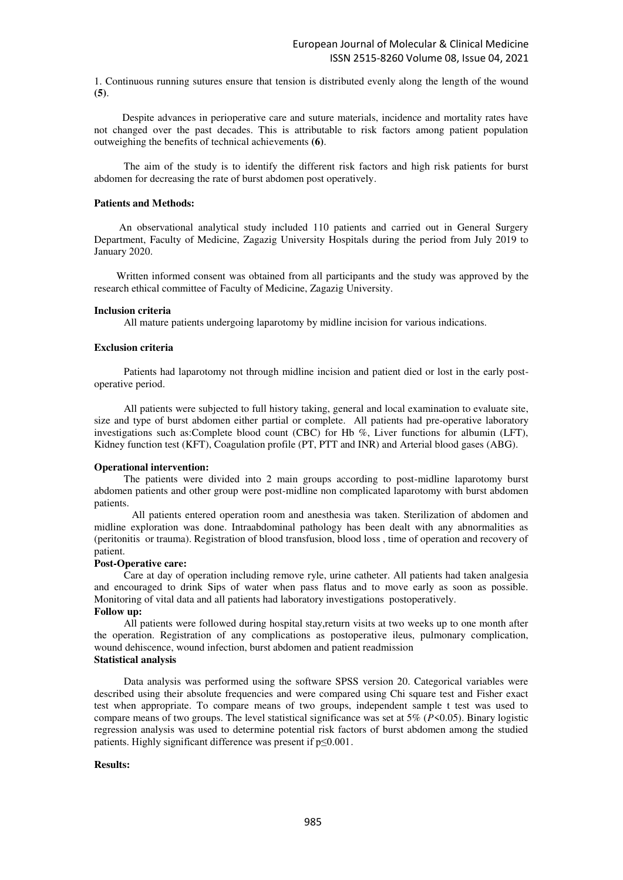1. Continuous running sutures ensure that tension is distributed evenly along the length of the wound **(5)**.

Despite advances in perioperative care and suture materials, incidence and mortality rates have not changed over the past decades. This is attributable to risk factors among patient population outweighing the benefits of technical achievements **(6)**.

The aim of the study is to identify the different risk factors and high risk patients for burst abdomen for decreasing the rate of burst abdomen post operatively.

**Patients and Methods:**

An observational analytical study included 110 patients and carried out in General Surgery Department, Faculty of Medicine, Zagazig University Hospitals during the period from July 2019 to January 2020.

Written informed consent was obtained from all participants and the study was approved by the research ethical committee of Faculty of Medicine, Zagazig University.

**Inclusion criteria**

All mature patients undergoing laparotomy by midline incision for various indications.

**Exclusion criteria**

Patients had laparotomy not through midline incision and patient died or lost in the early post-operative period.

All patients were subjected to full history taking, general and local examination to evaluate site, size and type of burst abdomen either partial or complete. All patients had pre-operative laboratory investigations such as:Complete blood count (CBC) for Hb %, Liver functions for albumin (LFT), Kidney function test (KFT), Coagulation profile (PT, PTT and INR) and Arterial blood gases (ABG).

**Operational intervention:**

The patients were divided into 2 main groups according to post-midline laparotomy burst abdomen patients and other group were post-midline non complicated laparotomy with burst abdomen patients.

All patients entered operation room and anesthesia was taken. Sterilization of abdomen and midline exploration was done. Intraabdominal pathology has been dealt with any abnormalities as (peritonitis or trauma). Registration of blood transfusion, blood loss , time of operation and recovery of patient.

**Post-Operative care:**

Care at day of operation including remove ryle, urine catheter. All patients had taken analgesia and encouraged to drink Sips of water when pass flatus and to move early as soon as possible. Monitoring of vital data and all patients had laboratory investigations postoperatively.

**Follow up:**

All patients were followed during hospital stay,return visits at two weeks up to one month after the operation. Registration of any complications as postoperative ileus, pulmonary complication, wound dehiscence, wound infection, burst abdomen and patient readmission

**Statistical analysis**

Data analysis was performed using the software SPSS version 20. Categorical variables were described using their absolute frequencies and were compared using Chi square test and Fisher exact test when appropriate. To compare means of two groups, independent sample t test was used to compare means of two groups. The level statistical significance was set at 5% ($P<0.05$). Binary logistic regression analysis was used to determine potential risk factors of burst abdomen among the studied patients. Highly significant difference was present if $p \leq 0.001$.

**Results:**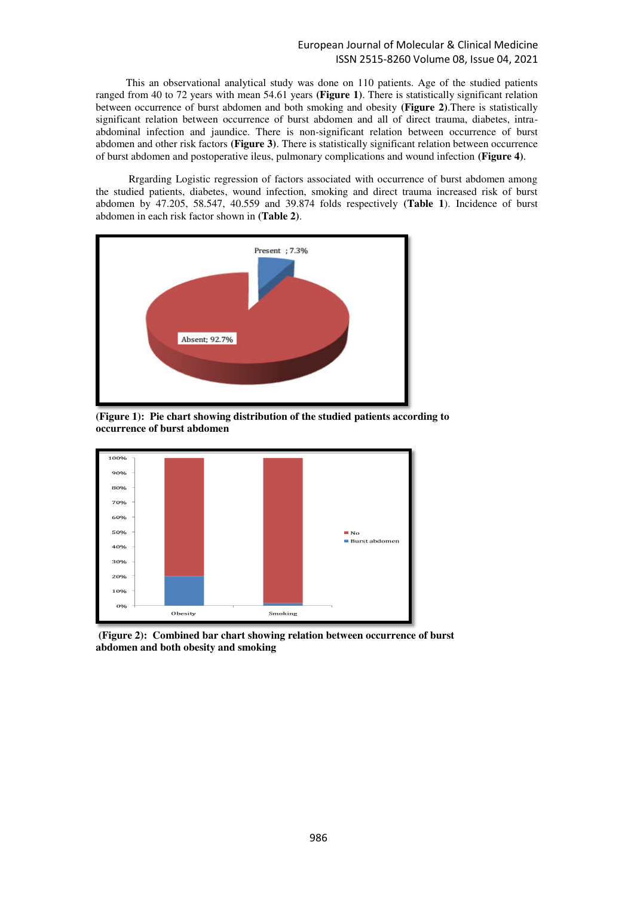This an observational analytical study was done on 110 patients. Age of the studied patients ranged from 40 to 72 years with mean 54.61 years **(Figure 1)**. There is statistically significant relation between occurrence of burst abdomen and both smoking and obesity **(Figure 2)**.There is statistically significant relation between occurrence of burst abdomen and all of direct trauma, diabetes, intra-abdominal infection and jaundice. There is non-significant relation between occurrence of burst abdomen and other risk factors **(Figure 3)**. There is statistically significant relation between occurrence of burst abdomen and postoperative ileus, pulmonary complications and wound infection **(Figure 4)**.

Rrgarding Logistic regression of factors associated with occurrence of burst abdomen among the studied patients, diabetes, wound infection, smoking and direct trauma increased risk of burst abdomen by 47.205, 58.547, 40.559 and 39.874 folds respectively **(Table 1)**. Incidence of burst abdomen in each risk factor shown in **(Table 2)**.

**(Figure 1): Pie chart showing distribution of the studied patients according to occurrence of burst abdomen**

**(Figure 2): Combined bar chart showing relation between occurrence of burst abdomen and both obesity and smoking**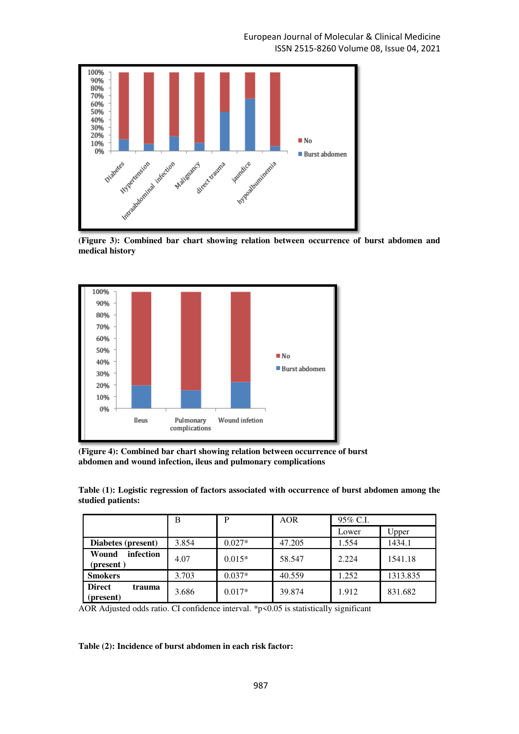(Figure 3): Combined bar chart showing relation between occurrence of burst abdomen and medical history

(Figure 4): Combined bar chart showing relation between occurrence of burst abdomen and wound infection, ileus and pulmonary complications

**Table (1): Logistic regression of factors associated with occurrence of burst abdomen among the studied patients:**

| | B | P | AOR | 95% C.I. | |
|---|---|---|---|---|---|
| | | | | Lower | Upper |
| **Diabetes (present)** | 3.854 | 0.027* | 47.205 | 1.554 | 1434.1 |
| **Wound infection (present )** | 4.07 | 0.015* | 58.547 | 2.224 | 1541.18 |
| **Smokers** | 3.703 | 0.037* | 40.559 | 1.252 | 1313.835 |
| **Direct trauma (present)** | 3.686 | 0.017* | 39.874 | 1.912 | 831.682 |

AOR Adjusted odds ratio. CI confidence interval. *$p<0.05$ is statistically significant

**Table (2): Incidence of burst abdomen in each risk factor:**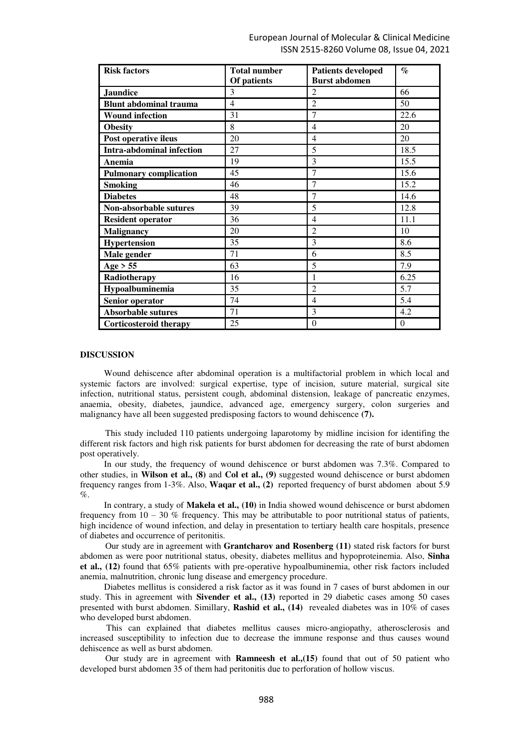| Risk factors | Total number Of patients | Patients developed Burst abdomen | % |
|---|---|---|---|
| **Jaundice** | 3 | 2 | 66 |
| **Blunt abdominal trauma** | 4 | 2 | 50 |
| **Wound infection** | 31 | 7 | 22.6 |
| **Obesity** | 8 | 4 | 20 |
| **Post operative ileus** | 20 | 4 | 20 |
| **Intra-abdominal infection** | 27 | 5 | 18.5 |
| **Anemia** | 19 | 3 | 15.5 |
| **Pulmonary complication** | 45 | 7 | 15.6 |
| **Smoking** | 46 | 7 | 15.2 |
| **Diabetes** | 48 | 7 | 14.6 |
| **Non-absorbable sutures** | 39 | 5 | 12.8 |
| **Resident operator** | 36 | 4 | 11.1 |
| **Malignancy** | 20 | 2 | 10 |
| **Hypertension** | 35 | 3 | 8.6 |
| **Male gender** | 71 | 6 | 8.5 |
| **Age > 55** | 63 | 5 | 7.9 |
| **Radiotherapy** | 16 | 1 | 6.25 |
| **Hypoalbuminemia** | 35 | 2 | 5.7 |
| **Senior operator** | 74 | 4 | 5.4 |
| **Absorbable sutures** | 71 | 3 | 4.2 |
| **Corticosteroid therapy** | 25 | 0 | 0 |

## DISCUSSION

Wound dehiscence after abdominal operation is a multifactorial problem in which local and systemic factors are involved: surgical expertise, type of incision, suture material, surgical site infection, nutritional status, persistent cough, abdominal distension, leakage of pancreatic enzymes, anaemia, obesity, diabetes, jaundice, advanced age, emergency surgery, colon surgeries and malignancy have all been suggested predisposing factors to wound dehiscence **(7).**

This study included 110 patients undergoing laparotomy by midline incision for identifing the different risk factors and high risk patients for burst abdomen for decreasing the rate of burst abdomen post operatively.

In our study, the frequency of wound dehiscence or burst abdomen was 7.3%. Compared to other studies, in **Wilson et al., (8)** and **Col et al., (9)** suggested wound dehiscence or burst abdomen frequency ranges from 1-3%. Also, **Waqar et al., (2)** reported frequency of burst abdomen about 5.9 %.

In contrary, a study of **Makela et al., (10)** in India showed wound dehiscence or burst abdomen frequency from 10 – 30 % frequency. This may be attributable to poor nutritional status of patients, high incidence of wound infection, and delay in presentation to tertiary health care hospitals, presence of diabetes and occurrence of peritonitis.

Our study are in agreement with **Grantcharov and Rosenberg (11)** stated risk factors for burst abdomen as were poor nutritional status, obesity, diabetes mellitus and hypoproteinemia. Also, **Sinha et al., (12)** found that 65% patients with pre-operative hypoalbuminemia, other risk factors included anemia, malnutrition, chronic lung disease and emergency procedure.

Diabetes mellitus is considered a risk factor as it was found in 7 cases of burst abdomen in our study. This in agreement with **Sivender et al., (13)** reported in 29 diabetic cases among 50 cases presented with burst abdomen. Simillary, **Rashid et al., (14)** revealed diabetes was in 10% of cases who developed burst abdomen.

This can explained that diabetes mellitus causes micro-angiopathy, atherosclerosis and increased susceptibility to infection due to decrease the immune response and thus causes wound dehiscence as well as burst abdomen.

Our study are in agreement with **Ramneesh et al.,(15)** found that out of 50 patient who developed burst abdomen 35 of them had peritonitis due to perforation of hollow viscus.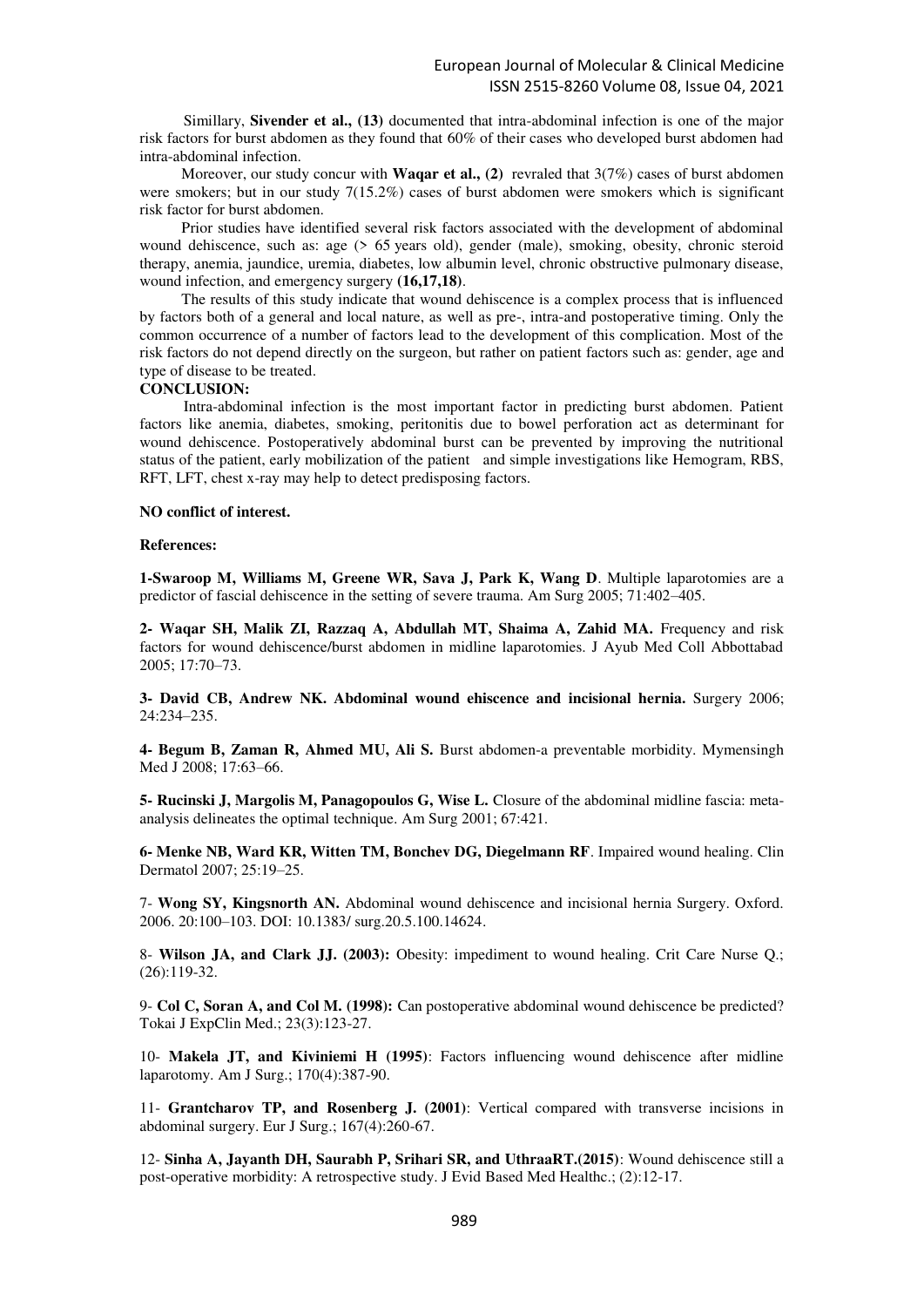Simillary, **Sivender et al., (13)** documented that intra-abdominal infection is one of the major risk factors for burst abdomen as they found that 60% of their cases who developed burst abdomen had intra-abdominal infection.

Moreover, our study concur with **Waqar et al., (2)** revraled that 3(7%) cases of burst abdomen were smokers; but in our study 7(15.2%) cases of burst abdomen were smokers which is significant risk factor for burst abdomen.

Prior studies have identified several risk factors associated with the development of abdominal wound dehiscence, such as: age (> 65 years old), gender (male), smoking, obesity, chronic steroid therapy, anemia, jaundice, uremia, diabetes, low albumin level, chronic obstructive pulmonary disease, wound infection, and emergency surgery **(16,17,18)**.

The results of this study indicate that wound dehiscence is a complex process that is influenced by factors both of a general and local nature, as well as pre-, intra-and postoperative timing. Only the common occurrence of a number of factors lead to the development of this complication. Most of the risk factors do not depend directly on the surgeon, but rather on patient factors such as: gender, age and type of disease to be treated.

**CONCLUSION:**

Intra-abdominal infection is the most important factor in predicting burst abdomen. Patient factors like anemia, diabetes, smoking, peritonitis due to bowel perforation act as determinant for wound dehiscence. Postoperatively abdominal burst can be prevented by improving the nutritional status of the patient, early mobilization of the patient and simple investigations like Hemogram, RBS, RFT, LFT, chest x-ray may help to detect predisposing factors.

**NO conflict of interest.**

**References:**

**1-Swaroop M, Williams M, Greene WR, Sava J, Park K, Wang D**. Multiple laparotomies are a predictor of fascial dehiscence in the setting of severe trauma. Am Surg 2005; 71:402–405.

**2- Waqar SH, Malik ZI, Razzaq A, Abdullah MT, Shaima A, Zahid MA.** Frequency and risk factors for wound dehiscence/burst abdomen in midline laparotomies. J Ayub Med Coll Abbottabad 2005; 17:70–73.

**3- David CB, Andrew NK. Abdominal wound ehiscence and incisional hernia.** Surgery 2006; 24:234–235.

**4- Begum B, Zaman R, Ahmed MU, Ali S.** Burst abdomen-a preventable morbidity. Mymensingh Med J 2008; 17:63–66.

**5- Rucinski J, Margolis M, Panagopoulos G, Wise L.** Closure of the abdominal midline fascia: meta-analysis delineates the optimal technique. Am Surg 2001; 67:421.

**6- Menke NB, Ward KR, Witten TM, Bonchev DG, Diegelmann RF**. Impaired wound healing. Clin Dermatol 2007; 25:19–25.

7- **Wong SY, Kingsnorth AN.** Abdominal wound dehiscence and incisional hernia Surgery. Oxford. 2006. 20:100–103. DOI: 10.1383/ surg.20.5.100.14624.

8- **Wilson JA, and Clark JJ. (2003):** Obesity: impediment to wound healing. Crit Care Nurse Q.; (26):119-32.

9- **Col C, Soran A, and Col M. (1998):** Can postoperative abdominal wound dehiscence be predicted? Tokai J ExpClin Med.; 23(3):123-27.

10- **Makela JT, and Kiviniemi H (1995)**: Factors influencing wound dehiscence after midline laparotomy. Am J Surg.; 170(4):387-90.

11- **Grantcharov TP, and Rosenberg J. (2001)**: Vertical compared with transverse incisions in abdominal surgery. Eur J Surg.; 167(4):260-67.

12- **Sinha A, Jayanth DH, Saurabh P, Srihari SR, and UthraaRT.(2015)**: Wound dehiscence still a post-operative morbidity: A retrospective study. J Evid Based Med Healthc.; (2):12-17.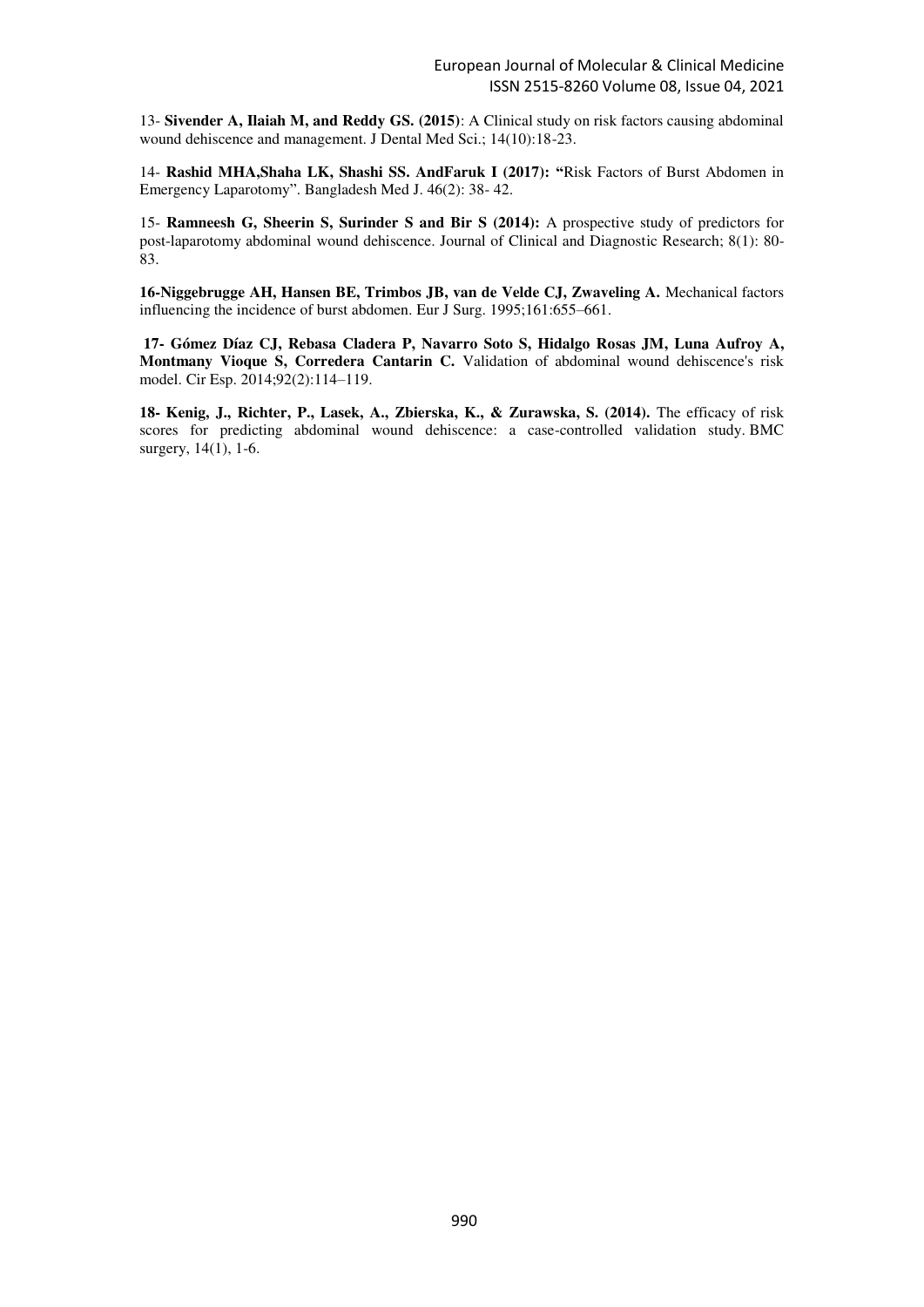13- **Sivender A, Ilaiah M, and Reddy GS. (2015)**: A Clinical study on risk factors causing abdominal wound dehiscence and management. J Dental Med Sci.; 14(10):18-23.

14- **Rashid MHA,Shaha LK, Shashi SS. AndFaruk I (2017): "**Risk Factors of Burst Abdomen in Emergency Laparotomy". Bangladesh Med J. 46(2): 38- 42.

15- **Ramneesh G, Sheerin S, Surinder S and Bir S (2014):** A prospective study of predictors for post-laparotomy abdominal wound dehiscence. Journal of Clinical and Diagnostic Research; 8(1): 80-83.

**16-Niggebrugge AH, Hansen BE, Trimbos JB, van de Velde CJ, Zwaveling A.** Mechanical factors influencing the incidence of burst abdomen. Eur J Surg. 1995;161:655–661.

**17- Gómez Díaz CJ, Rebasa Cladera P, Navarro Soto S, Hidalgo Rosas JM, Luna Aufroy A, Montmany Vioque S, Corredera Cantarin C.** Validation of abdominal wound dehiscence's risk model. Cir Esp. 2014;92(2):114–119.

**18- Kenig, J., Richter, P., Lasek, A., Zbierska, K., & Zurawska, S. (2014).** The efficacy of risk scores for predicting abdominal wound dehiscence: a case-controlled validation study. BMC surgery, 14(1), 1-6.